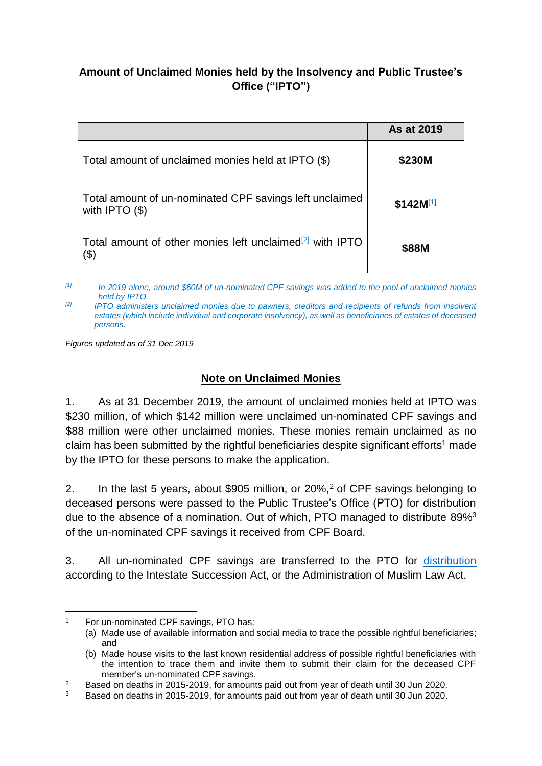**Amount of Unclaimed Monies held by the Insolvency and Public Trustee's Office ("IPTO")**

| | As at 2019 |
|---|---|
| Total amount of unclaimed monies held at IPTO ($) | **$230M** |
| Total amount of un-nominated CPF savings left unclaimed with IPTO ($) | **$142M**[1] |
| Total amount of other monies left unclaimed[2] with IPTO ($) | **$88M** |

*[1] In 2019 alone, around $60M of un-nominated CPF savings was added to the pool of unclaimed monies held by IPTO.*

*[2] IPTO administers unclaimed monies due to pawners, creditors and recipients of refunds from insolvent estates (which include individual and corporate insolvency), as well as beneficiaries of estates of deceased persons.*

*Figures updated as of 31 Dec 2019*

## <u>Note on Unclaimed Monies</u>

1. As at 31 December 2019, the amount of unclaimed monies held at IPTO was $230 million, of which $142 million were unclaimed un-nominated CPF savings and $88 million were other unclaimed monies. These monies remain unclaimed as no claim has been submitted by the rightful beneficiaries despite significant efforts[1] made by the IPTO for these persons to make the application.

2. In the last 5 years, about $905 million, or 20%,[2] of CPF savings belonging to deceased persons were passed to the Public Trustee's Office (PTO) for distribution due to the absence of a nomination. Out of which, PTO managed to distribute 89%[3] of the un-nominated CPF savings it received from CPF Board.

3. All un-nominated CPF savings are transferred to the PTO for distribution according to the Intestate Succession Act, or the Administration of Muslim Law Act.

---

[1] For un-nominated CPF savings, PTO has:
(a) Made use of available information and social media to trace the possible rightful beneficiaries; and
(b) Made house visits to the last known residential address of possible rightful beneficiaries with the intention to trace them and invite them to submit their claim for the deceased CPF member's un-nominated CPF savings.

[2] Based on deaths in 2015-2019, for amounts paid out from year of death until 30 Jun 2020.

[3] Based on deaths in 2015-2019, for amounts paid out from year of death until 30 Jun 2020.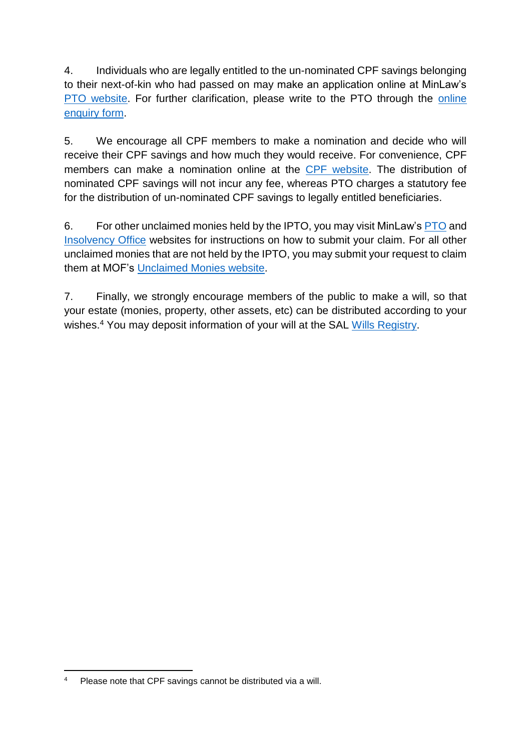4. Individuals who are legally entitled to the un-nominated CPF savings belonging to their next-of-kin who had passed on may make an application online at MinLaw's PTO website. For further clarification, please write to the PTO through the online enquiry form.

5. We encourage all CPF members to make a nomination and decide who will receive their CPF savings and how much they would receive. For convenience, CPF members can make a nomination online at the CPF website. The distribution of nominated CPF savings will not incur any fee, whereas PTO charges a statutory fee for the distribution of un-nominated CPF savings to legally entitled beneficiaries.

6. For other unclaimed monies held by the IPTO, you may visit MinLaw's PTO and Insolvency Office websites for instructions on how to submit your claim. For all other unclaimed monies that are not held by the IPTO, you may submit your request to claim them at MOF's Unclaimed Monies website.

7. Finally, we strongly encourage members of the public to make a will, so that your estate (monies, property, other assets, etc) can be distributed according to your wishes.[4] You may deposit information of your will at the SAL Wills Registry.

---

[4] Please note that CPF savings cannot be distributed via a will.